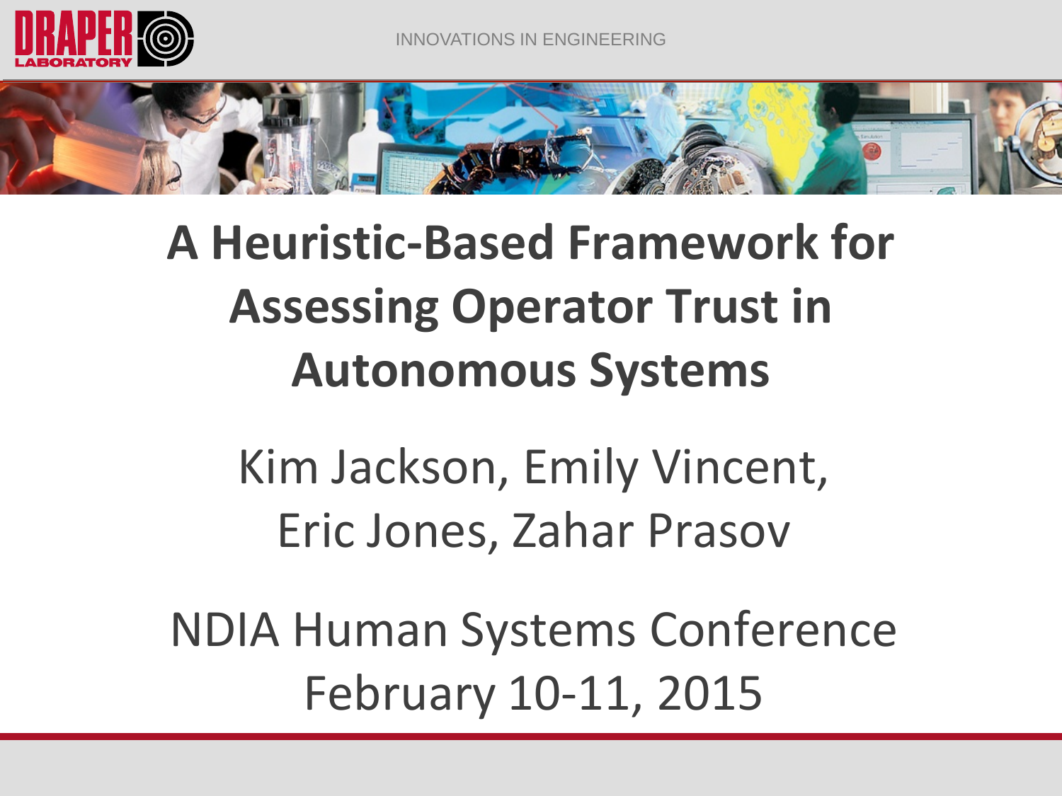# A Heuristic-Based Framework for Assessing Operator Trust in Autonomous Systems

Kim Jackson, Emily Vincent, Eric Jones, Zahar Prasov

NDIA Human Systems Conference
February 10-11, 2015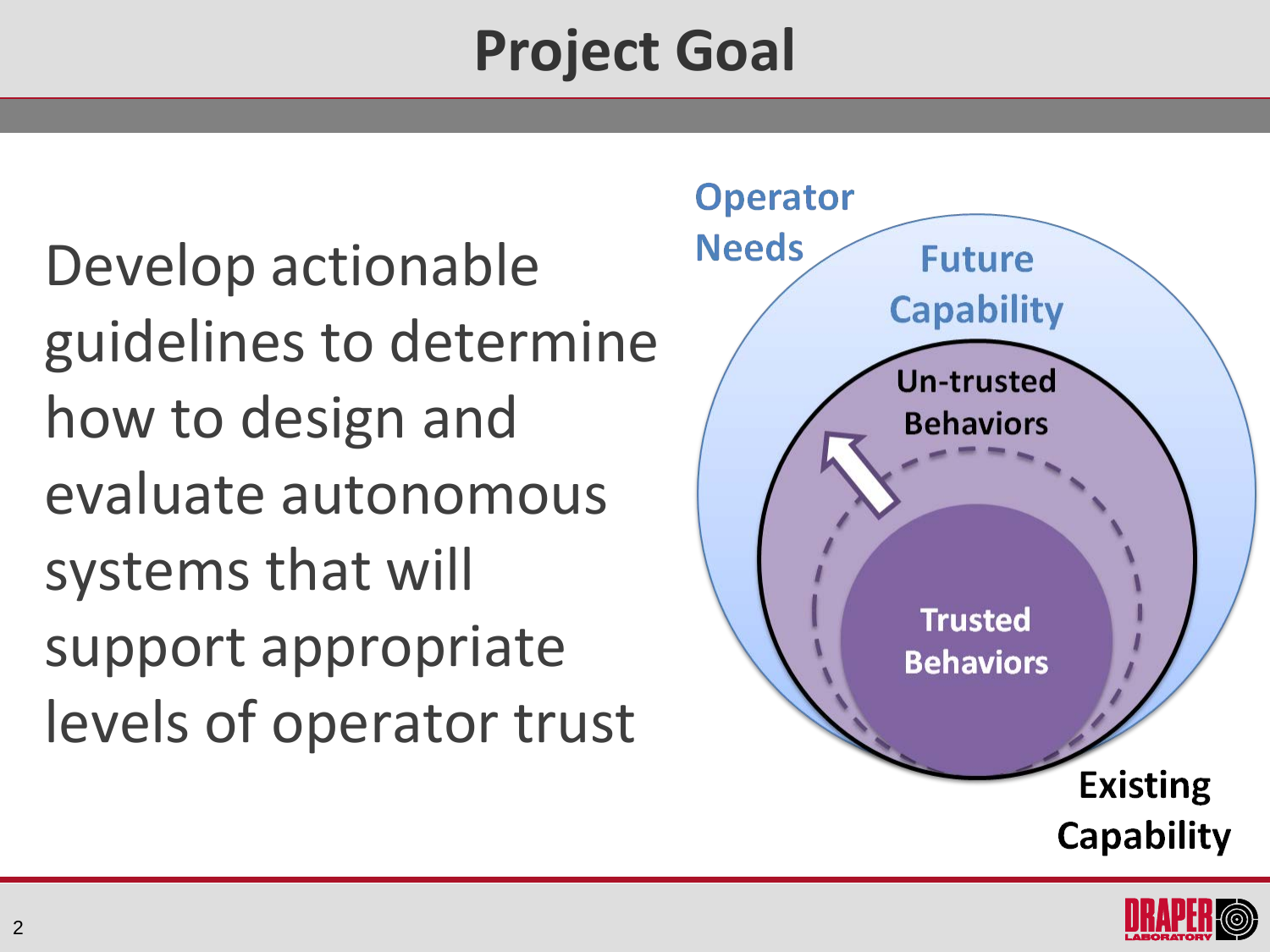# Project Goal

Develop actionable guidelines to determine how to design and evaluate autonomous systems that will support appropriate levels of operator trust

Operator Needs

Future Capability

Un-trusted Behaviors

Trusted Behaviors

Existing Capability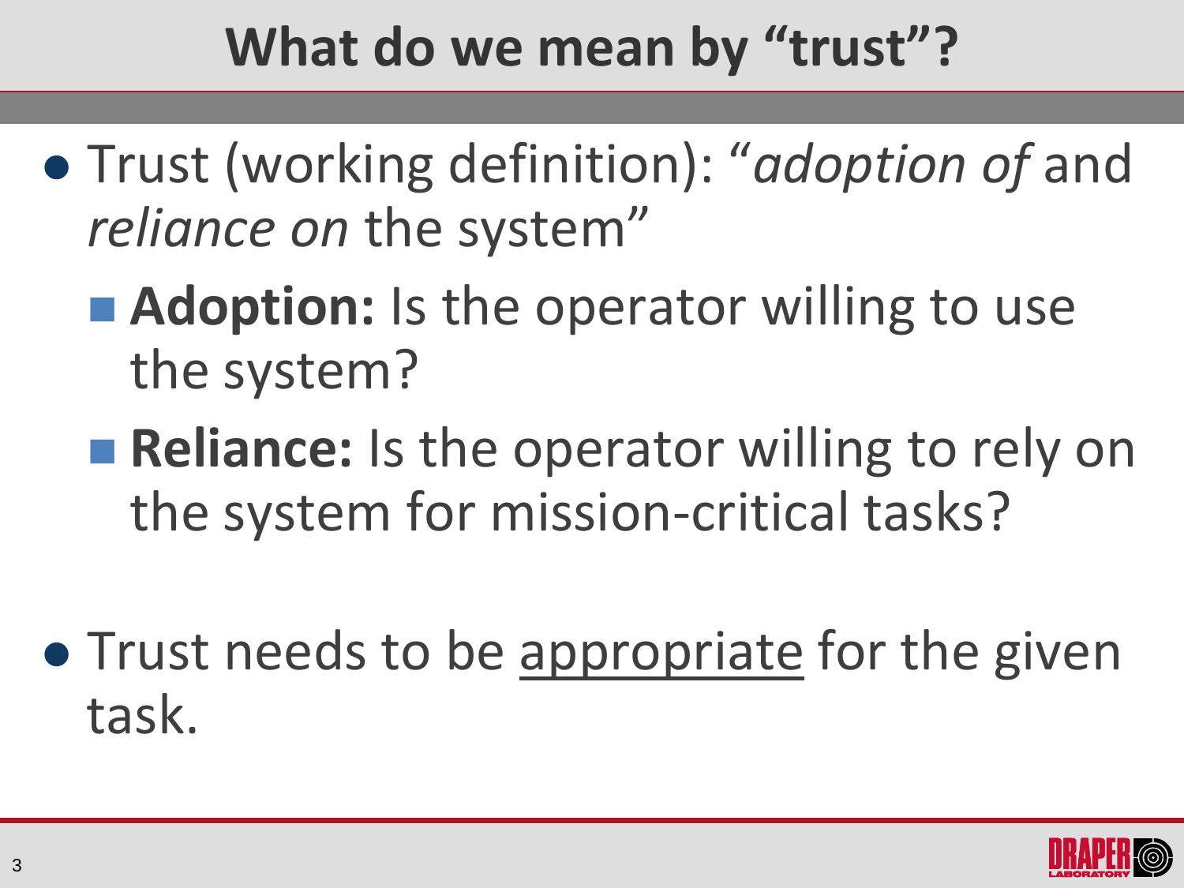# What do we mean by "trust"?

- Trust (working definition): "*adoption of* and *reliance on* the system"
  - **Adoption:** Is the operator willing to use the system?
  - **Reliance:** Is the operator willing to rely on the system for mission-critical tasks?

- Trust needs to be <u>appropriate</u> for the given task.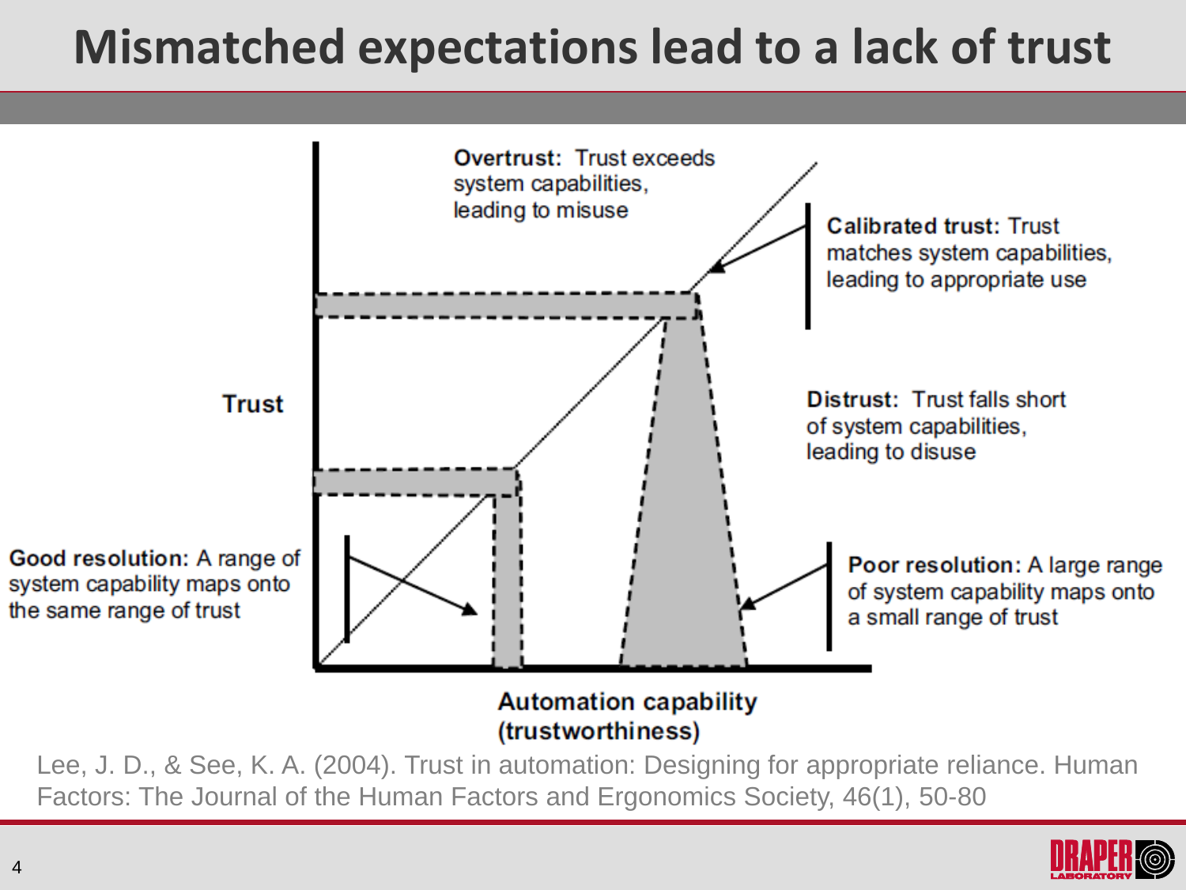# Mismatched expectations lead to a lack of trust

**Overtrust:** Trust exceeds system capabilities, leading to misuse

**Calibrated trust:** Trust matches system capabilities, leading to appropriate use

**Distrust:** Trust falls short of system capabilities, leading to disuse

**Good resolution:** A range of system capability maps onto the same range of trust

**Poor resolution:** A large range of system capability maps onto a small range of trust

**Trust**

**Automation capability (trustworthiness)**

Lee, J. D., & See, K. A. (2004). Trust in automation: Designing for appropriate reliance. Human Factors: The Journal of the Human Factors and Ergonomics Society, 46(1), 50-80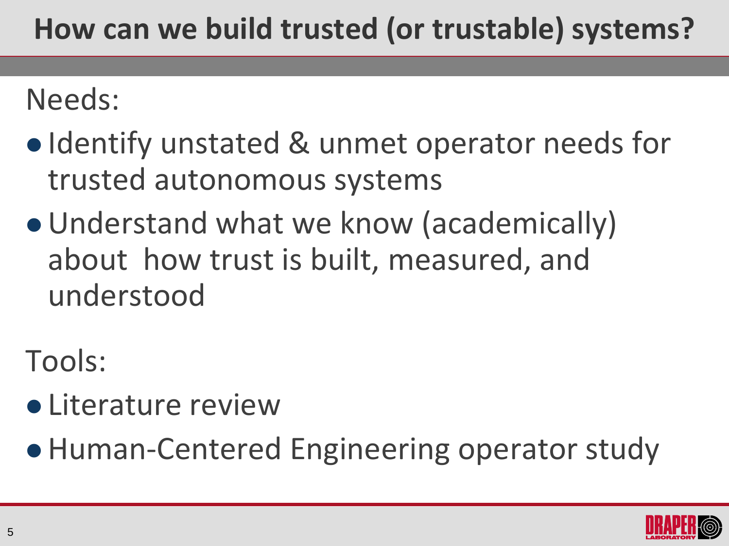# How can we build trusted (or trustable) systems?

Needs:

- Identify unstated & unmet operator needs for trusted autonomous systems
- Understand what we know (academically) about how trust is built, measured, and understood

Tools:

- Literature review
- Human-Centered Engineering operator study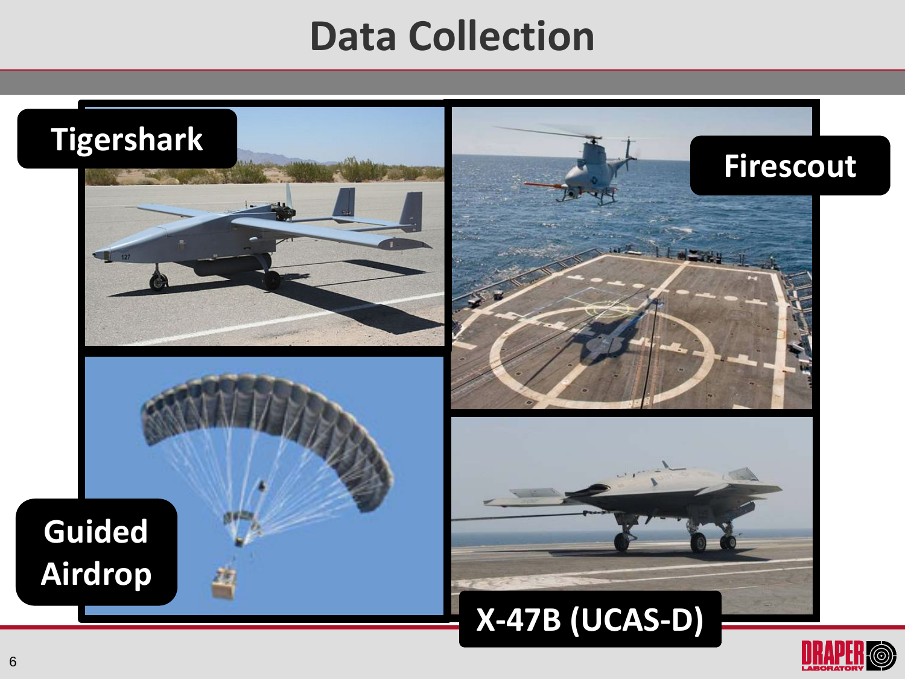# Data Collection

Tigershark

Firescout

Guided Airdrop

X-47B (UCAS-D)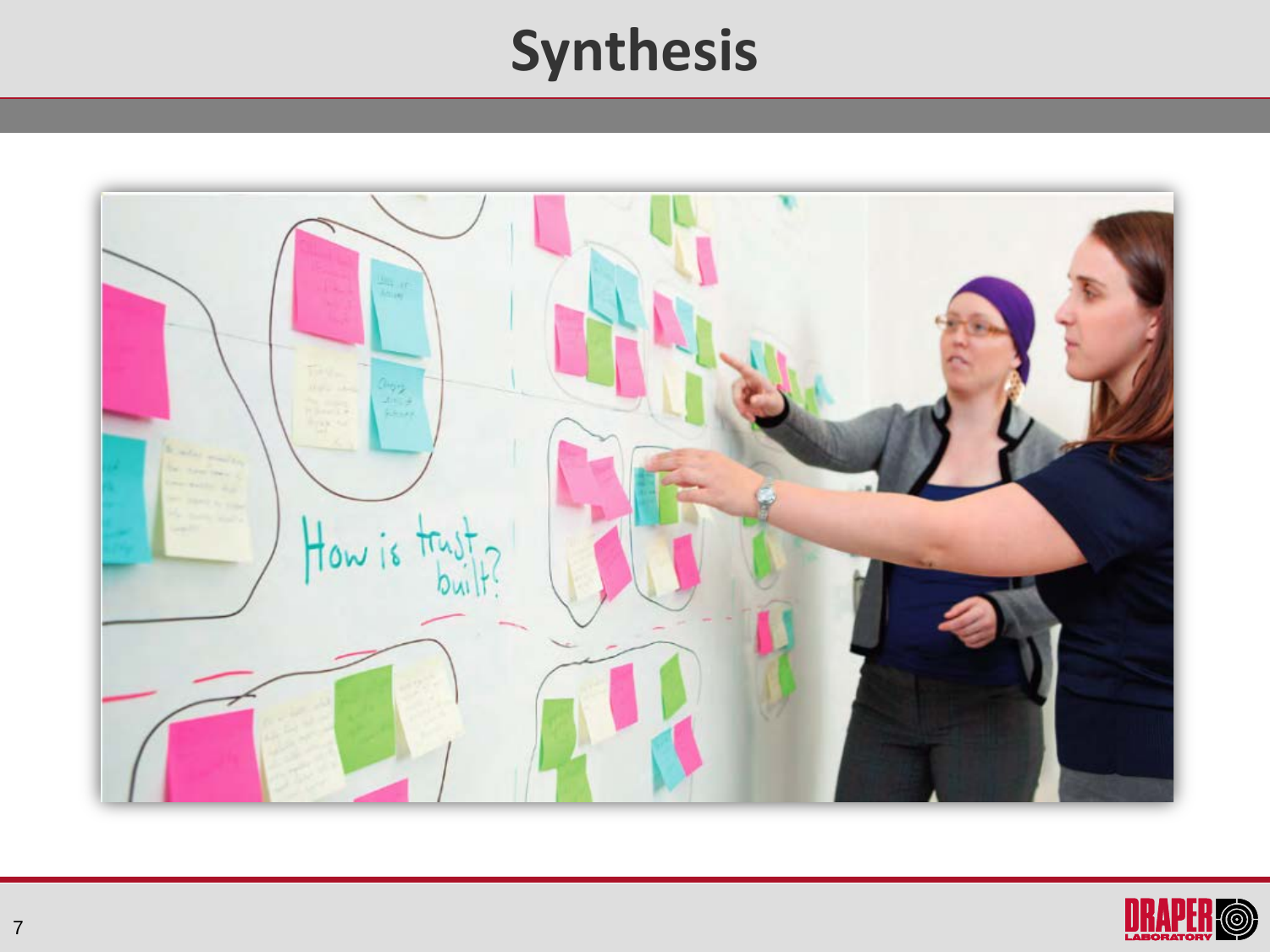# Synthesis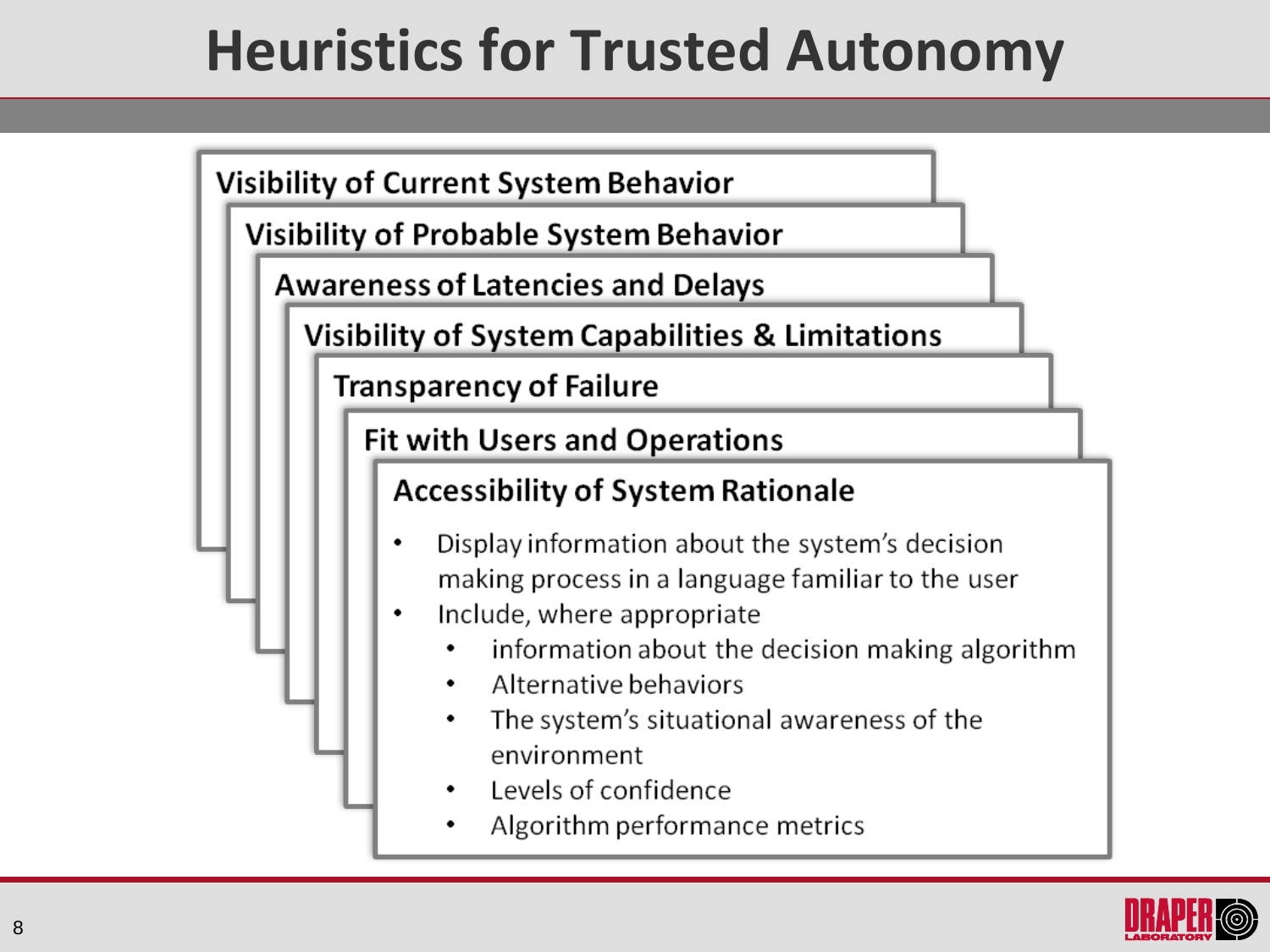# Heuristics for Trusted Autonomy

- Visibility of Current System Behavior
- Visibility of Probable System Behavior
- Awareness of Latencies and Delays
- Visibility of System Capabilities & Limitations
- Transparency of Failure
- Fit with Users and Operations
- Accessibility of System Rationale

### Accessibility of System Rationale

- Display information about the system's decision making process in a language familiar to the user
- Include, where appropriate
  - information about the decision making algorithm
  - Alternative behaviors
  - The system's situational awareness of the environment
  - Levels of confidence
  - Algorithm performance metrics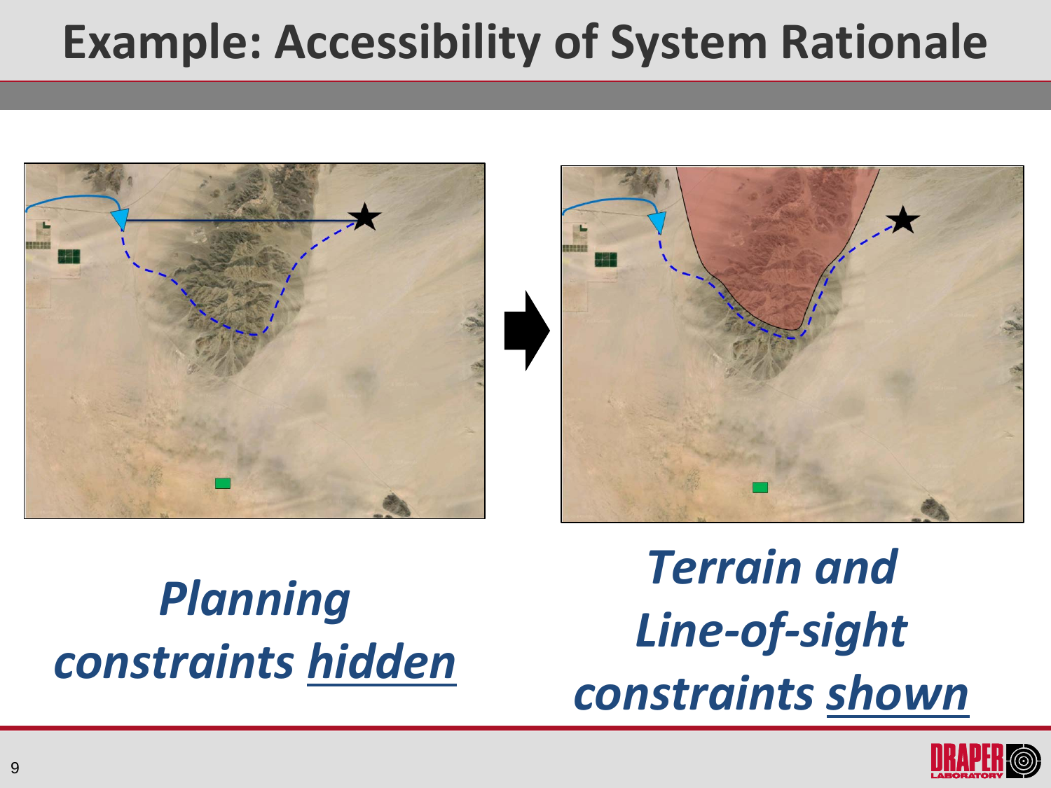# Example: Accessibility of System Rationale

*Planning constraints hidden*

*Terrain and Line-of-sight constraints shown*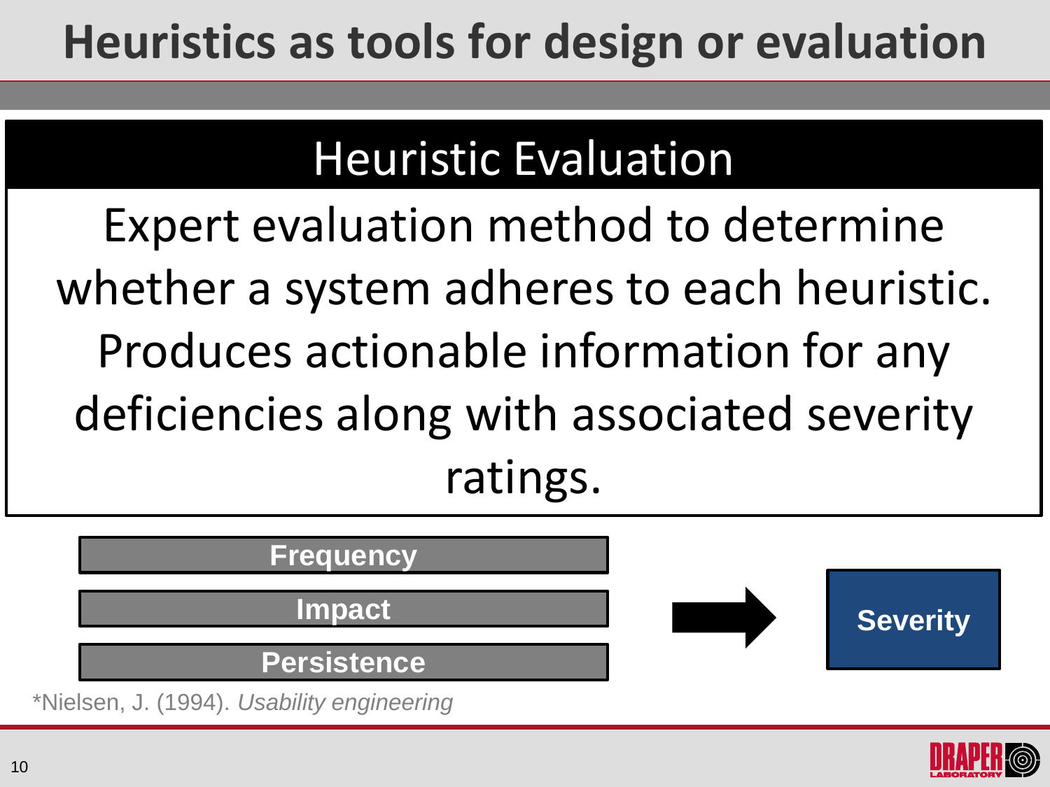# Heuristics as tools for design or evaluation

## Heuristic Evaluation

Expert evaluation method to determine whether a system adheres to each heuristic. Produces actionable information for any deficiencies along with associated severity ratings.

- **Frequency**
- **Impact**
- **Persistence**

→ **Severity**

*Nielsen, J. (1994). *Usability engineering*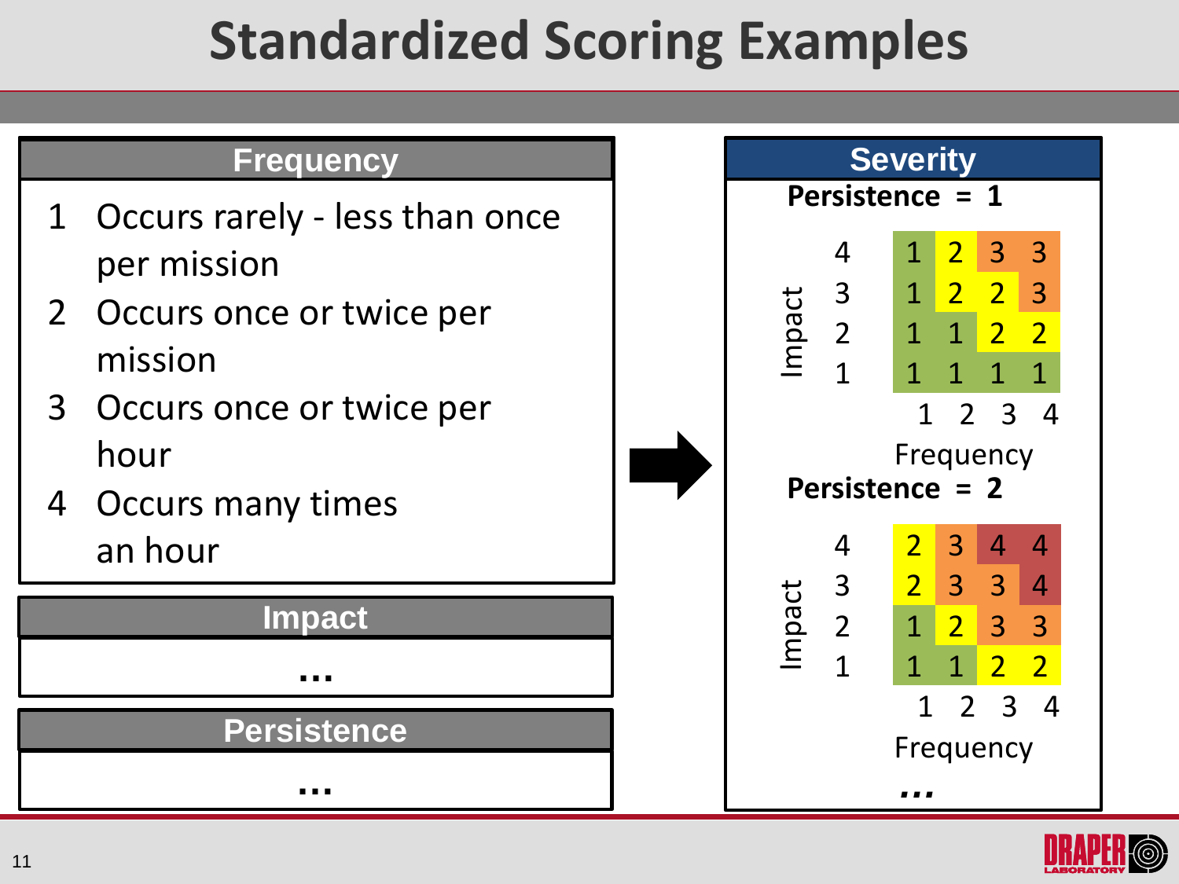# Standardized Scoring Examples

## Frequency

1. Occurs rarely - less than once per mission
2. Occurs once or twice per mission
3. Occurs once or twice per hour
4. Occurs many times an hour

## Impact

…

## Persistence

…

## Severity

**Persistence = 1**

| Impact \ Frequency | 1 | 2 | 3 | 4 |
|---|---|---|---|---|
| 4 | 1 | 2 | 3 | 3 |
| 3 | 1 | 2 | 2 | 3 |
| 2 | 1 | 1 | 2 | 2 |
| 1 | 1 | 1 | 1 | 1 |

**Persistence = 2**

| Impact \ Frequency | 1 | 2 | 3 | 4 |
|---|---|---|---|---|
| 4 | 2 | 3 | 4 | 4 |
| 3 | 2 | 3 | 3 | 4 |
| 2 | 1 | 2 | 3 | 3 |
| 1 | 1 | 1 | 2 | 2 |

…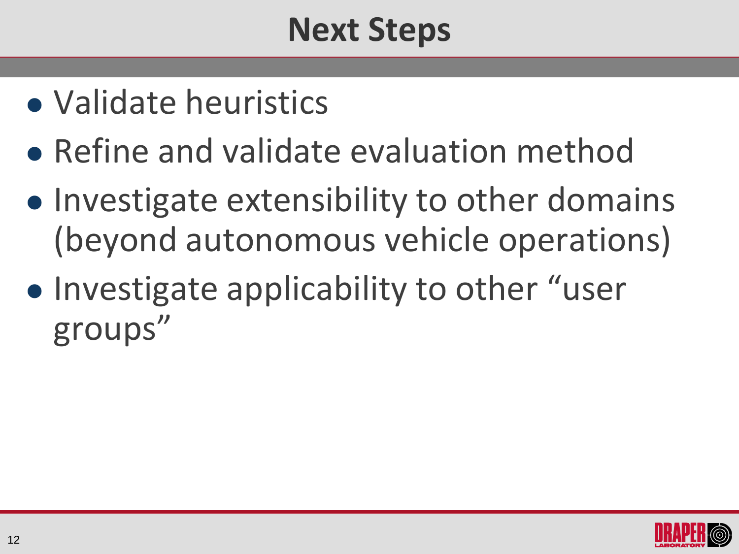# Next Steps

- Validate heuristics
- Refine and validate evaluation method
- Investigate extensibility to other domains (beyond autonomous vehicle operations)
- Investigate applicability to other “user groups”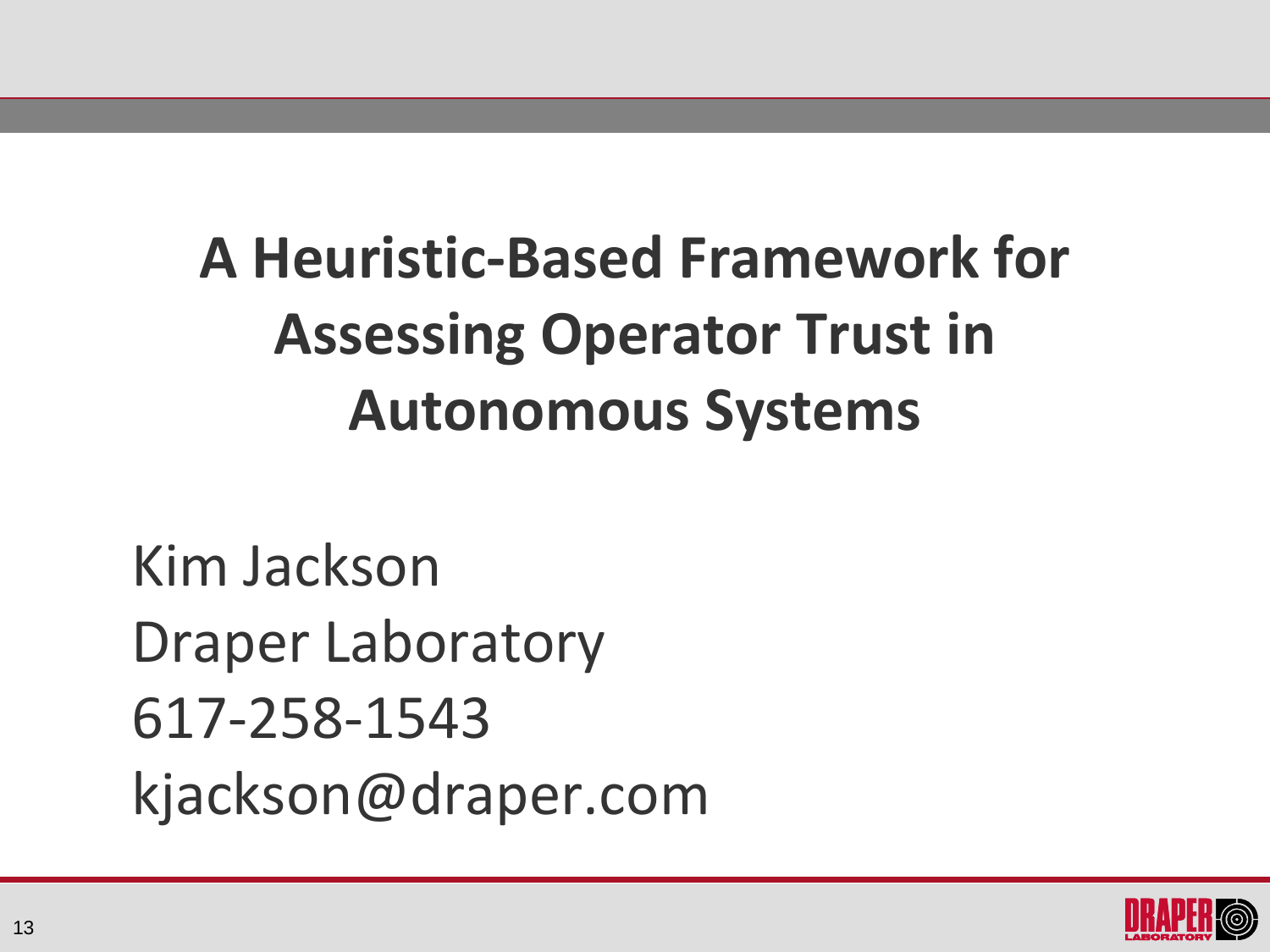# A Heuristic-Based Framework for Assessing Operator Trust in Autonomous Systems

Kim Jackson
Draper Laboratory
617-258-1543
kjackson@draper.com